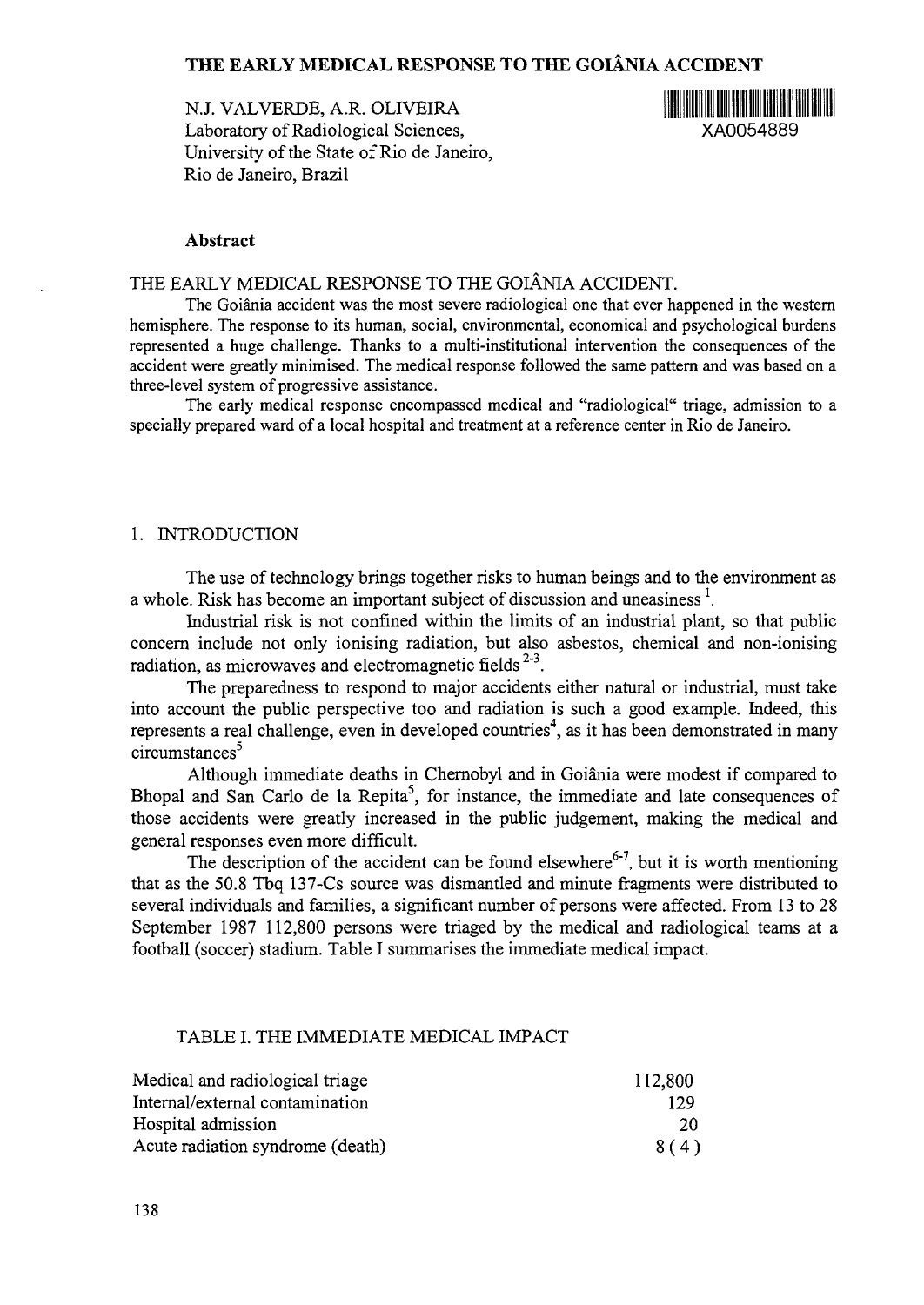# THE EARLY MEDICAL RESPONSE TO THE GOIÂNIA ACCIDENT

N.J. VALVERDE, A.R. OLIVEIRA
Laboratory of Radiological Sciences,
University of the State of Rio de Janeiro,
Rio de Janeiro, Brazil

XA0054889

## Abstract

THE EARLY MEDICAL RESPONSE TO THE GOIÂNIA ACCIDENT.

The Goiânia accident was the most severe radiological one that ever happened in the western hemisphere. The response to its human, social, environmental, economical and psychological burdens represented a huge challenge. Thanks to a multi-institutional intervention the consequences of the accident were greatly minimised. The medical response followed the same pattern and was based on a three-level system of progressive assistance.

The early medical response encompassed medical and "radiological" triage, admission to a specially prepared ward of a local hospital and treatment at a reference center in Rio de Janeiro.

## 1. INTRODUCTION

The use of technology brings together risks to human beings and to the environment as a whole. Risk has become an important subject of discussion and uneasiness [1].

Industrial risk is not confined within the limits of an industrial plant, so that public concern include not only ionising radiation, but also asbestos, chemical and non-ionising radiation, as microwaves and electromagnetic fields [2-3].

The preparedness to respond to major accidents either natural or industrial, must take into account the public perspective too and radiation is such a good example. Indeed, this represents a real challenge, even in developed countries[4], as it has been demonstrated in many circumstances[5]

Although immediate deaths in Chernobyl and in Goiânia were modest if compared to Bhopal and San Carlo de la Repita[5], for instance, the immediate and late consequences of those accidents were greatly increased in the public judgement, making the medical and general responses even more difficult.

The description of the accident can be found elsewhere[6-7], but it is worth mentioning that as the 50.8 Tbq 137-Cs source was dismantled and minute fragments were distributed to several individuals and families, a significant number of persons were affected. From 13 to 28 September 1987 112,800 persons were triaged by the medical and radiological teams at a football (soccer) stadium. Table I summarises the immediate medical impact.

TABLE I. THE IMMEDIATE MEDICAL IMPACT

| | |
|---|---|
| Medical and radiological triage | 112,800 |
| Internal/external contamination | 129 |
| Hospital admission | 20 |
| Acute radiation syndrome (death) | 8 ( 4 ) |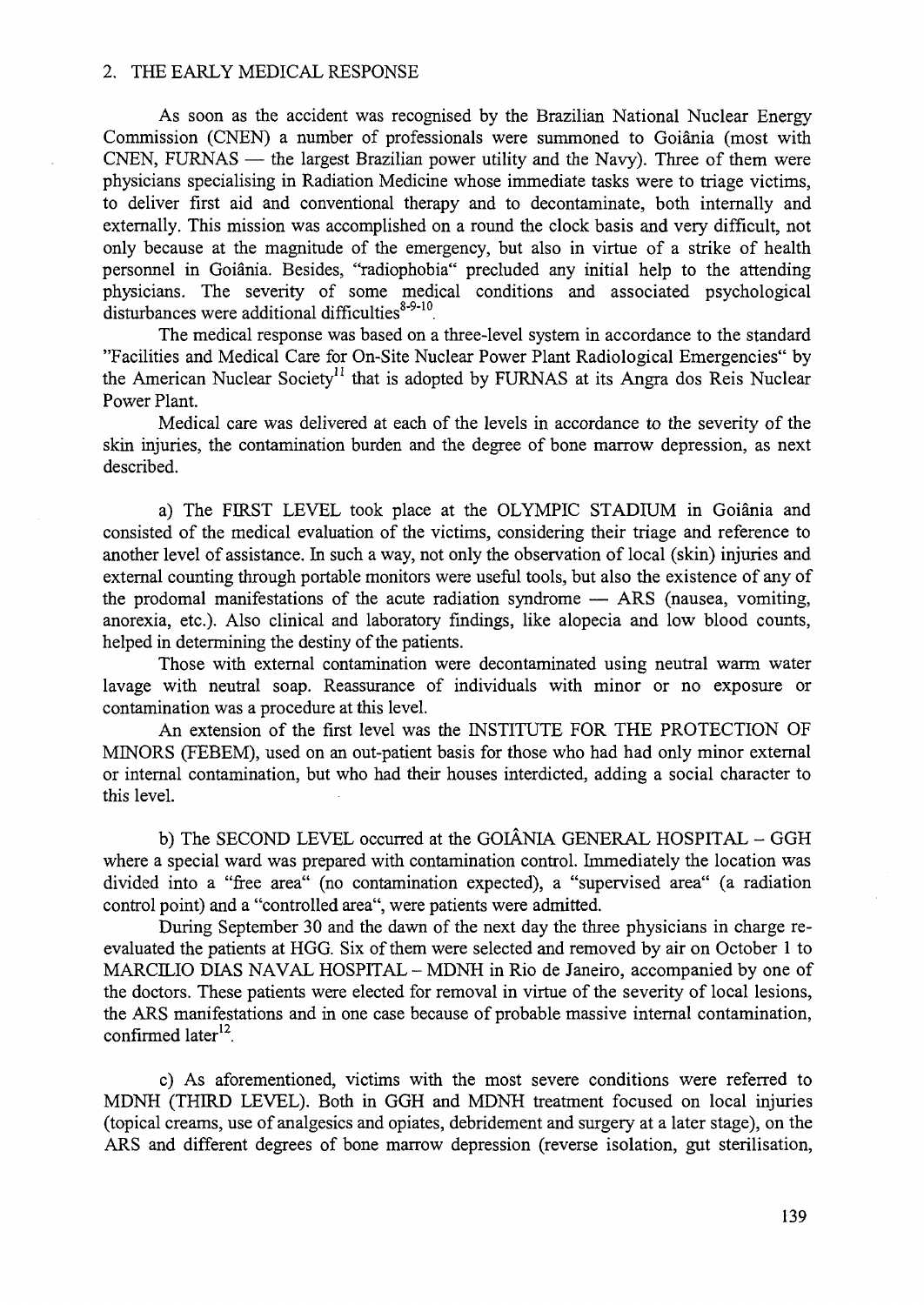## 2. THE EARLY MEDICAL RESPONSE

As soon as the accident was recognised by the Brazilian National Nuclear Energy Commission (CNEN) a number of professionals were summoned to Goiânia (most with CNEN, FURNAS — the largest Brazilian power utility and the Navy). Three of them were physicians specialising in Radiation Medicine whose immediate tasks were to triage victims, to deliver first aid and conventional therapy and to decontaminate, both internally and externally. This mission was accomplished on a round the clock basis and very difficult, not only because at the magnitude of the emergency, but also in virtue of a strike of health personnel in Goiânia. Besides, "radiophobia" precluded any initial help to the attending physicians. The severity of some medical conditions and associated psychological disturbances were additional difficulties[8-9-10].

The medical response was based on a three-level system in accordance to the standard "Facilities and Medical Care for On-Site Nuclear Power Plant Radiological Emergencies" by the American Nuclear Society[11] that is adopted by FURNAS at its Angra dos Reis Nuclear Power Plant.

Medical care was delivered at each of the levels in accordance to the severity of the skin injuries, the contamination burden and the degree of bone marrow depression, as next described.

a) The FIRST LEVEL took place at the OLYMPIC STADIUM in Goiânia and consisted of the medical evaluation of the victims, considering their triage and reference to another level of assistance. In such a way, not only the observation of local (skin) injuries and external counting through portable monitors were useful tools, but also the existence of any of the prodomal manifestations of the acute radiation syndrome — ARS (nausea, vomiting, anorexia, etc.). Also clinical and laboratory findings, like alopecia and low blood counts, helped in determining the destiny of the patients.

Those with external contamination were decontaminated using neutral warm water lavage with neutral soap. Reassurance of individuals with minor or no exposure or contamination was a procedure at this level.

An extension of the first level was the INSTITUTE FOR THE PROTECTION OF MINORS (FEBEM), used on an out-patient basis for those who had had only minor external or internal contamination, but who had their houses interdicted, adding a social character to this level.

b) The SECOND LEVEL occurred at the GOIÂNIA GENERAL HOSPITAL – GGH where a special ward was prepared with contamination control. Immediately the location was divided into a "free area" (no contamination expected), a "supervised area" (a radiation control point) and a "controlled area", were patients were admitted.

During September 30 and the dawn of the next day the three physicians in charge re-evaluated the patients at HGG. Six of them were selected and removed by air on October 1 to MARCILIO DIAS NAVAL HOSPITAL – MDNH in Rio de Janeiro, accompanied by one of the doctors. These patients were elected for removal in virtue of the severity of local lesions, the ARS manifestations and in one case because of probable massive internal contamination, confirmed later[12].

c) As aforementioned, victims with the most severe conditions were referred to MDNH (THIRD LEVEL). Both in GGH and MDNH treatment focused on local injuries (topical creams, use of analgesics and opiates, debridement and surgery at a later stage), on the ARS and different degrees of bone marrow depression (reverse isolation, gut sterilisation,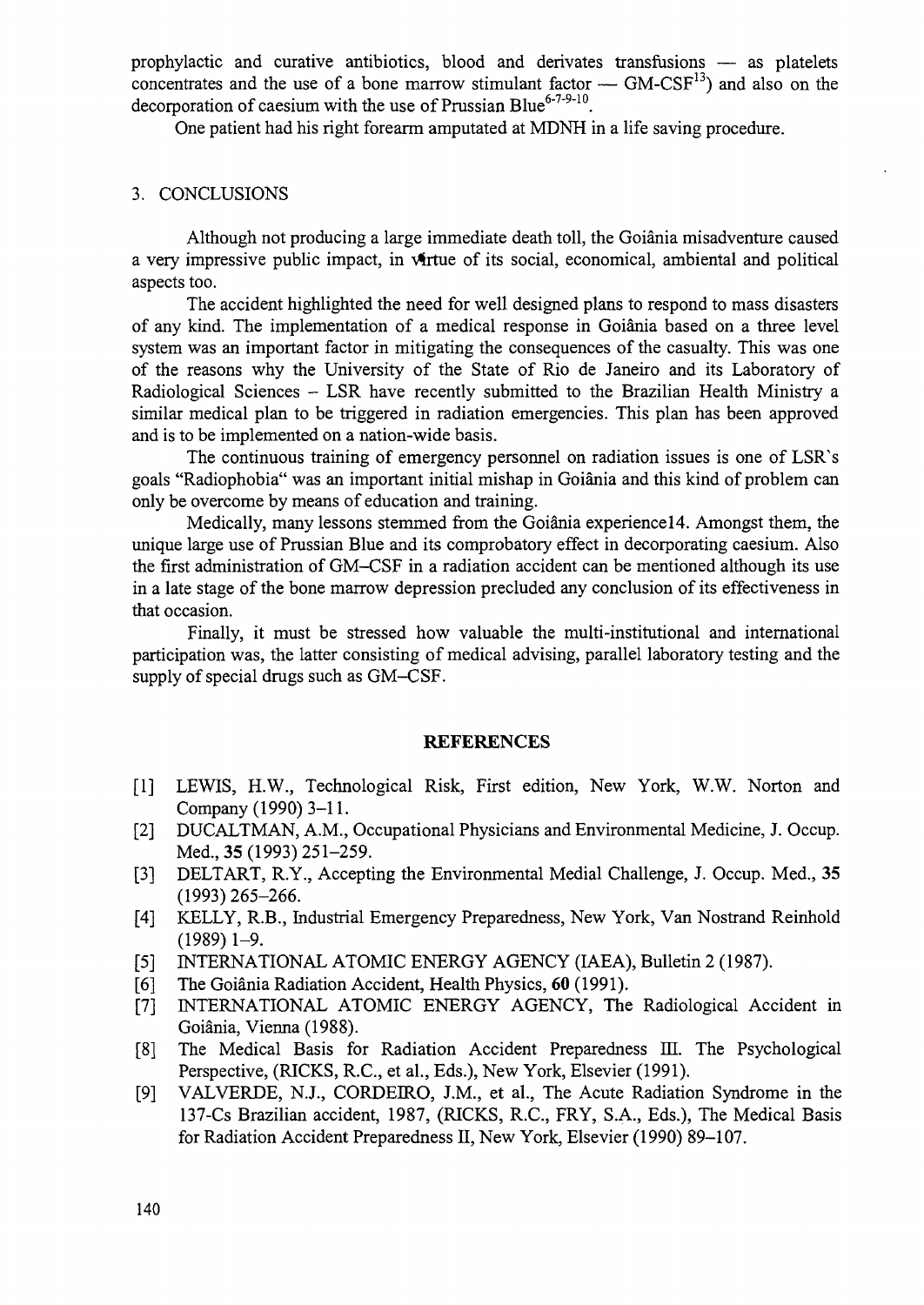prophylactic and curative antibiotics, blood and derivates transfusions — as platelets concentrates and the use of a bone marrow stimulant factor — GM-CSF[13]) and also on the decorporation of caesium with the use of Prussian Blue[6-7-9-10].

One patient had his right forearm amputated at MDNH in a life saving procedure.

## 3. CONCLUSIONS

Although not producing a large immediate death toll, the Goiânia misadventure caused a very impressive public impact, in virtue of its social, economical, ambiental and political aspects too.

The accident highlighted the need for well designed plans to respond to mass disasters of any kind. The implementation of a medical response in Goiânia based on a three level system was an important factor in mitigating the consequences of the casualty. This was one of the reasons why the University of the State of Rio de Janeiro and its Laboratory of Radiological Sciences – LSR have recently submitted to the Brazilian Health Ministry a similar medical plan to be triggered in radiation emergencies. This plan has been approved and is to be implemented on a nation-wide basis.

The continuous training of emergency personnel on radiation issues is one of LSR's goals "Radiophobia" was an important initial mishap in Goiânia and this kind of problem can only be overcome by means of education and training.

Medically, many lessons stemmed from the Goiânia experience14. Amongst them, the unique large use of Prussian Blue and its comprobatory effect in decorporating caesium. Also the first administration of GM–CSF in a radiation accident can be mentioned although its use in a late stage of the bone marrow depression precluded any conclusion of its effectiveness in that occasion.

Finally, it must be stressed how valuable the multi-institutional and international participation was, the latter consisting of medical advising, parallel laboratory testing and the supply of special drugs such as GM–CSF.

## REFERENCES

[1] LEWIS, H.W., Technological Risk, First edition, New York, W.W. Norton and Company (1990) 3–11.

[2] DUCALTMAN, A.M., Occupational Physicians and Environmental Medicine, J. Occup. Med., **35** (1993) 251–259.

[3] DELTART, R.Y., Accepting the Environmental Medial Challenge, J. Occup. Med., **35** (1993) 265–266.

[4] KELLY, R.B., Industrial Emergency Preparedness, New York, Van Nostrand Reinhold (1989) 1–9.

[5] INTERNATIONAL ATOMIC ENERGY AGENCY (IAEA), Bulletin 2 (1987).

[6] The Goiânia Radiation Accident, Health Physics, **60** (1991).

[7] INTERNATIONAL ATOMIC ENERGY AGENCY, The Radiological Accident in Goiânia, Vienna (1988).

[8] The Medical Basis for Radiation Accident Preparedness III. The Psychological Perspective, (RICKS, R.C., et al., Eds.), New York, Elsevier (1991).

[9] VALVERDE, N.J., CORDEIRO, J.M., et al., The Acute Radiation Syndrome in the 137-Cs Brazilian accident, 1987, (RICKS, R.C., FRY, S.A., Eds.), The Medical Basis for Radiation Accident Preparedness II, New York, Elsevier (1990) 89–107.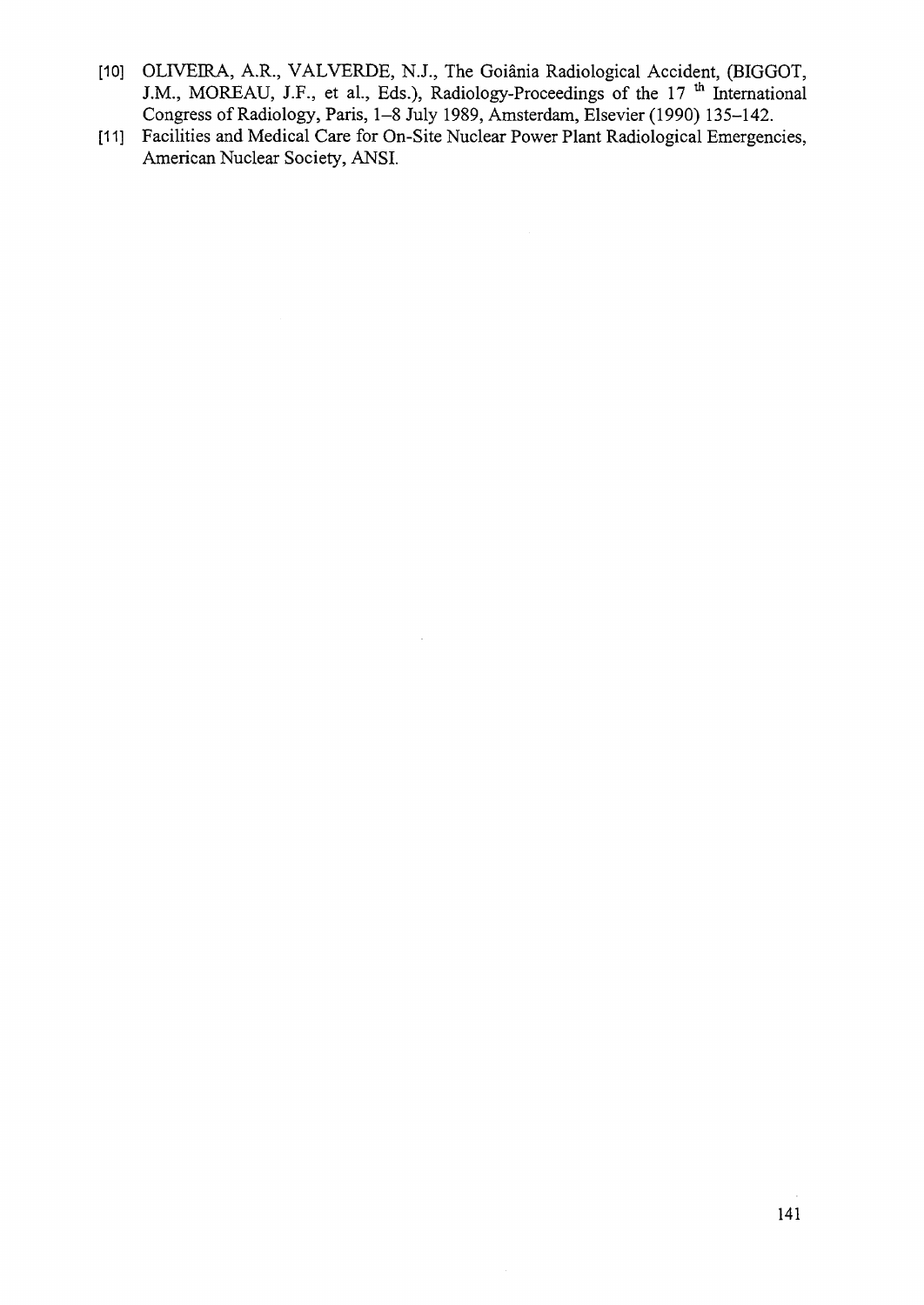[10] OLIVEIRA, A.R., VALVERDE, N.J., The Goiânia Radiological Accident, (BIGGOT, J.M., MOREAU, J.F., et al., Eds.), Radiology-Proceedings of the 17 th International Congress of Radiology, Paris, 1–8 July 1989, Amsterdam, Elsevier (1990) 135–142.

[11] Facilities and Medical Care for On-Site Nuclear Power Plant Radiological Emergencies, American Nuclear Society, ANSI.